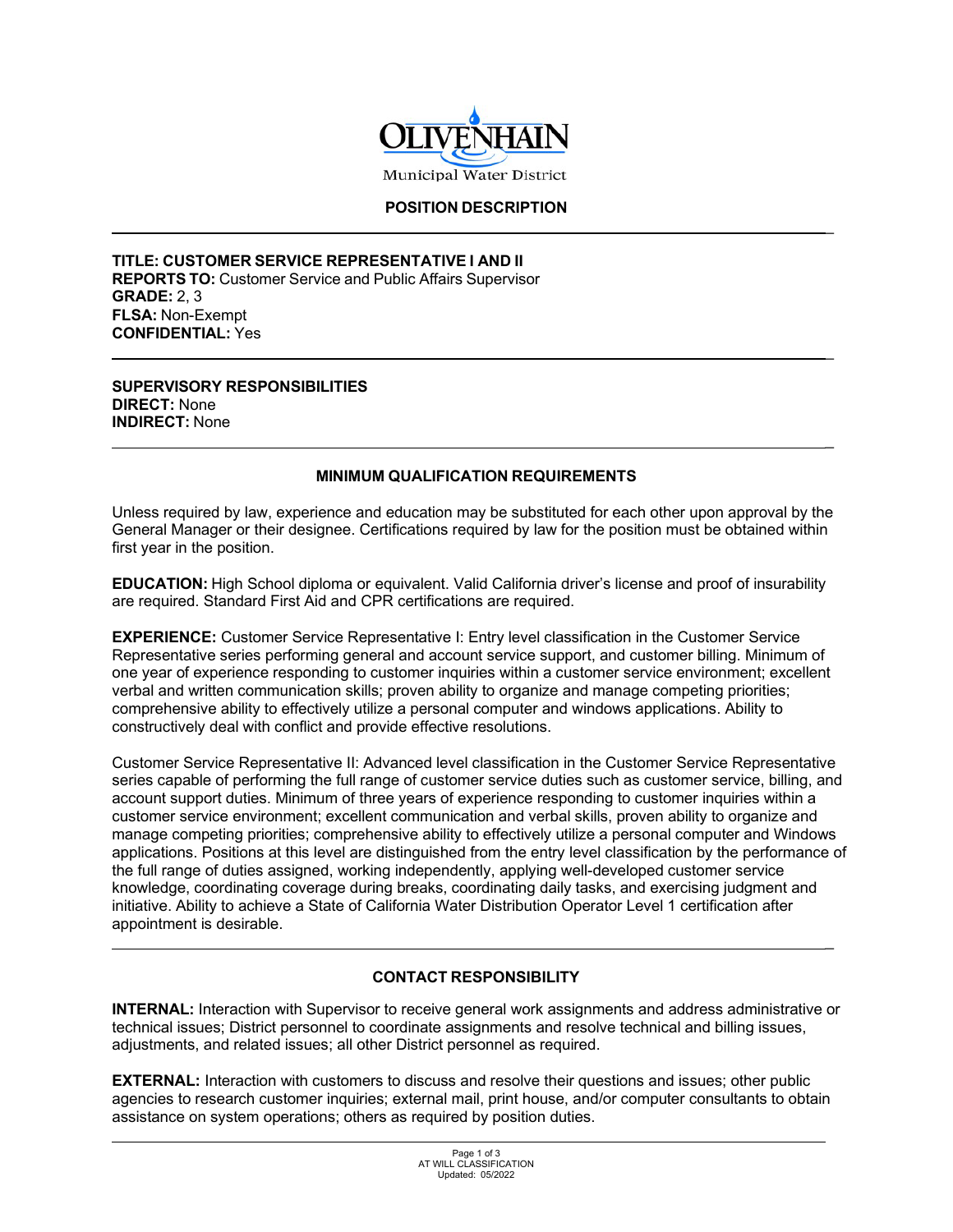Olivenhain Municipal Water District

# POSITION DESCRIPTION

**TITLE: CUSTOMER SERVICE REPRESENTATIVE I AND II**
**REPORTS TO:** Customer Service and Public Affairs Supervisor
**GRADE:** 2, 3
**FLSA:** Non-Exempt
**CONFIDENTIAL:** Yes

**SUPERVISORY RESPONSIBILITIES**
**DIRECT:** None
**INDIRECT:** None

## MINIMUM QUALIFICATION REQUIREMENTS

Unless required by law, experience and education may be substituted for each other upon approval by the General Manager or their designee. Certifications required by law for the position must be obtained within first year in the position.

**EDUCATION:** High School diploma or equivalent. Valid California driver's license and proof of insurability are required. Standard First Aid and CPR certifications are required.

**EXPERIENCE:** Customer Service Representative I: Entry level classification in the Customer Service Representative series performing general and account service support, and customer billing. Minimum of one year of experience responding to customer inquiries within a customer service environment; excellent verbal and written communication skills; proven ability to organize and manage competing priorities; comprehensive ability to effectively utilize a personal computer and windows applications. Ability to constructively deal with conflict and provide effective resolutions.

Customer Service Representative II: Advanced level classification in the Customer Service Representative series capable of performing the full range of customer service duties such as customer service, billing, and account support duties. Minimum of three years of experience responding to customer inquiries within a customer service environment; excellent communication and verbal skills, proven ability to organize and manage competing priorities; comprehensive ability to effectively utilize a personal computer and Windows applications. Positions at this level are distinguished from the entry level classification by the performance of the full range of duties assigned, working independently, applying well-developed customer service knowledge, coordinating coverage during breaks, coordinating daily tasks, and exercising judgment and initiative. Ability to achieve a State of California Water Distribution Operator Level 1 certification after appointment is desirable.

## CONTACT RESPONSIBILITY

**INTERNAL:** Interaction with Supervisor to receive general work assignments and address administrative or technical issues; District personnel to coordinate assignments and resolve technical and billing issues, adjustments, and related issues; all other District personnel as required.

**EXTERNAL:** Interaction with customers to discuss and resolve their questions and issues; other public agencies to research customer inquiries; external mail, print house, and/or computer consultants to obtain assistance on system operations; others as required by position duties.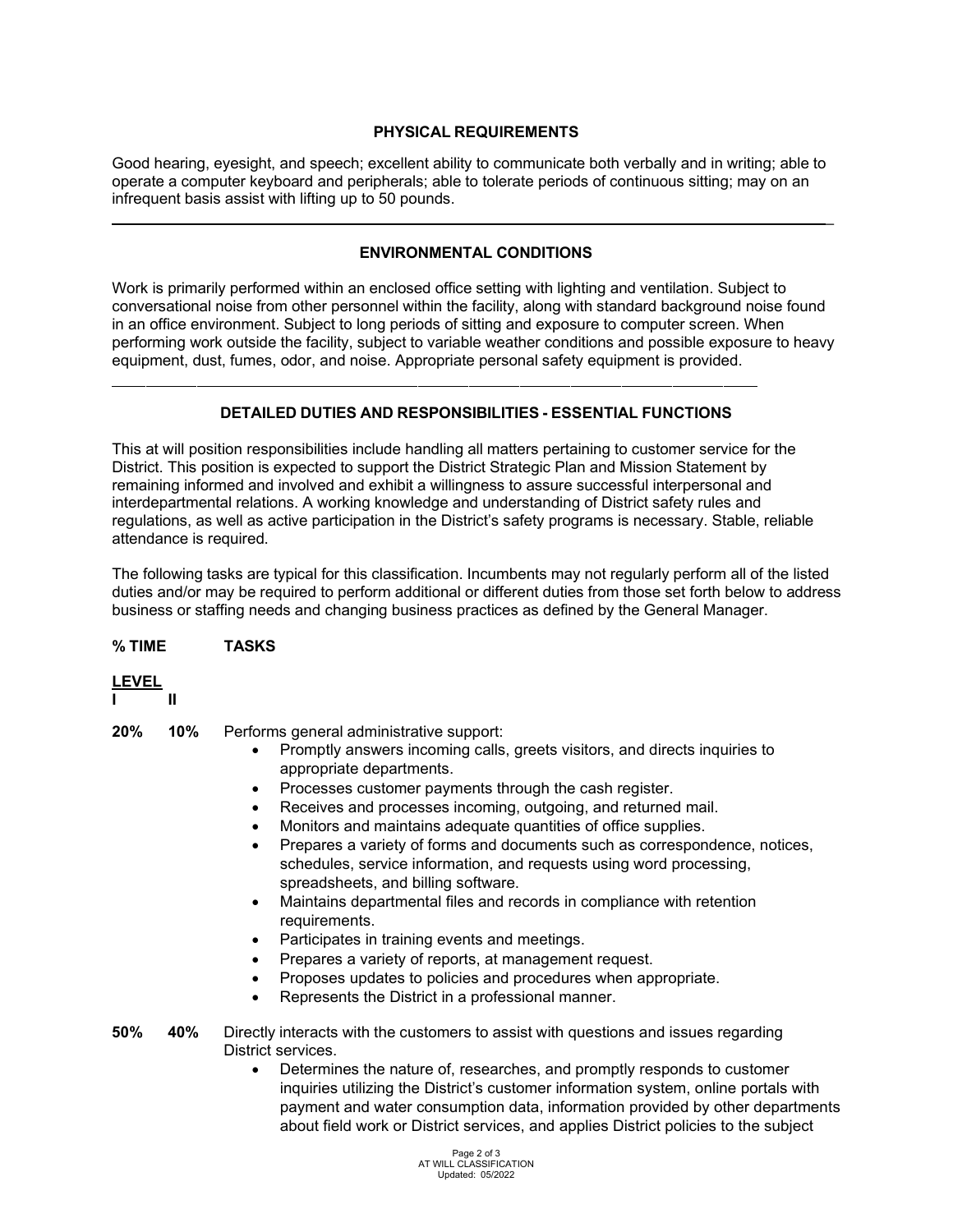## PHYSICAL REQUIREMENTS

Good hearing, eyesight, and speech; excellent ability to communicate both verbally and in writing; able to operate a computer keyboard and peripherals; able to tolerate periods of continuous sitting; may on an infrequent basis assist with lifting up to 50 pounds.

---

## ENVIRONMENTAL CONDITIONS

Work is primarily performed within an enclosed office setting with lighting and ventilation. Subject to conversational noise from other personnel within the facility, along with standard background noise found in an office environment. Subject to long periods of sitting and exposure to computer screen. When performing work outside the facility, subject to variable weather conditions and possible exposure to heavy equipment, dust, fumes, odor, and noise. Appropriate personal safety equipment is provided.

---

## DETAILED DUTIES AND RESPONSIBILITIES - ESSENTIAL FUNCTIONS

This at will position responsibilities include handling all matters pertaining to customer service for the District. This position is expected to support the District Strategic Plan and Mission Statement by remaining informed and involved and exhibit a willingness to assure successful interpersonal and interdepartmental relations. A working knowledge and understanding of District safety rules and regulations, as well as active participation in the District's safety programs is necessary. Stable, reliable attendance is required.

The following tasks are typical for this classification. Incumbents may not regularly perform all of the listed duties and/or may be required to perform additional or different duties from those set forth below to address business or staffing needs and changing business practices as defined by the General Manager.

**% TIME** **TASKS**

| LEVEL I | LEVEL II | TASKS |
|---|---|---|
| **20%** | **10%** | Performs general administrative support: |
| **50%** | **40%** | Directly interacts with the customers to assist with questions and issues regarding District services. |

**20% / 10%** Performs general administrative support:

- Promptly answers incoming calls, greets visitors, and directs inquiries to appropriate departments.
- Processes customer payments through the cash register.
- Receives and processes incoming, outgoing, and returned mail.
- Monitors and maintains adequate quantities of office supplies.
- Prepares a variety of forms and documents such as correspondence, notices, schedules, service information, and requests using word processing, spreadsheets, and billing software.
- Maintains departmental files and records in compliance with retention requirements.
- Participates in training events and meetings.
- Prepares a variety of reports, at management request.
- Proposes updates to policies and procedures when appropriate.
- Represents the District in a professional manner.

**50% / 40%** Directly interacts with the customers to assist with questions and issues regarding District services.

- Determines the nature of, researches, and promptly responds to customer inquiries utilizing the District's customer information system, online portals with payment and water consumption data, information provided by other departments about field work or District services, and applies District policies to the subject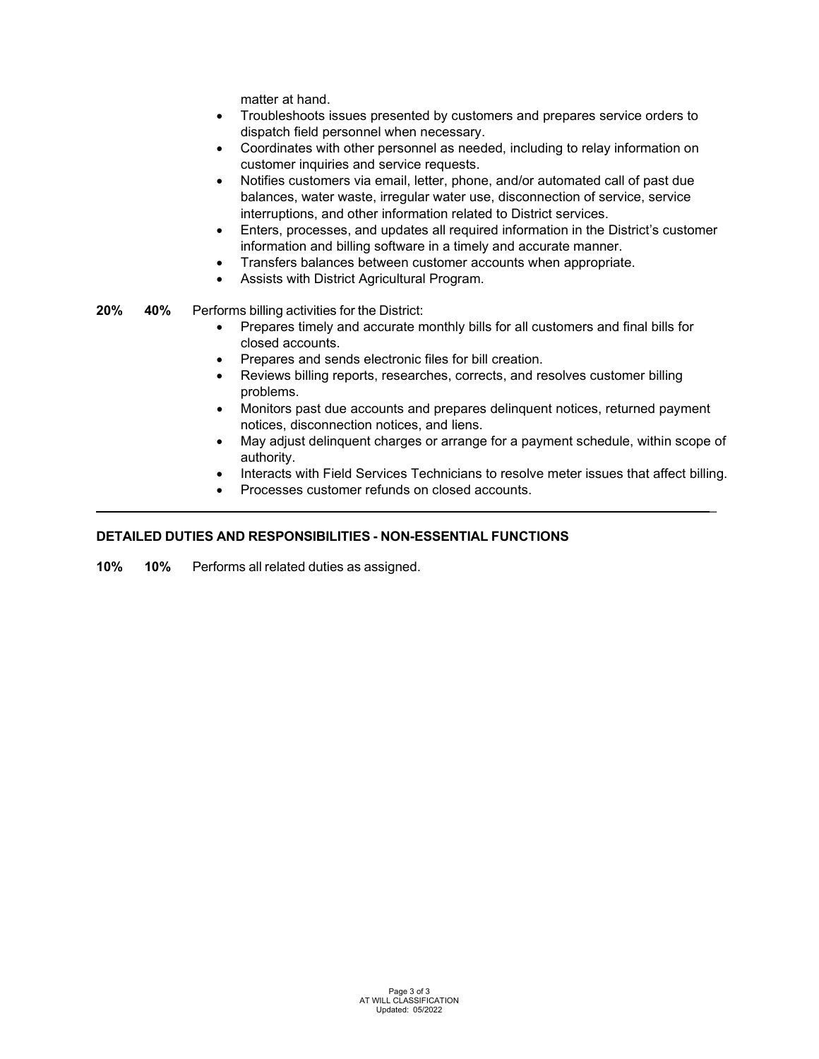matter at hand.

- Troubleshoots issues presented by customers and prepares service orders to dispatch field personnel when necessary.
- Coordinates with other personnel as needed, including to relay information on customer inquiries and service requests.
- Notifies customers via email, letter, phone, and/or automated call of past due balances, water waste, irregular water use, disconnection of service, service interruptions, and other information related to District services.
- Enters, processes, and updates all required information in the District's customer information and billing software in a timely and accurate manner.
- Transfers balances between customer accounts when appropriate.
- Assists with District Agricultural Program.

**20%** **40%** Performs billing activities for the District:

- Prepares timely and accurate monthly bills for all customers and final bills for closed accounts.
- Prepares and sends electronic files for bill creation.
- Reviews billing reports, researches, corrects, and resolves customer billing problems.
- Monitors past due accounts and prepares delinquent notices, returned payment notices, disconnection notices, and liens.
- May adjust delinquent charges or arrange for a payment schedule, within scope of authority.
- Interacts with Field Services Technicians to resolve meter issues that affect billing.
- Processes customer refunds on closed accounts.

---

## DETAILED DUTIES AND RESPONSIBILITIES - NON-ESSENTIAL FUNCTIONS

**10%** **10%** Performs all related duties as assigned.

AT WILL CLASSIFICATION
Updated: 05/2022